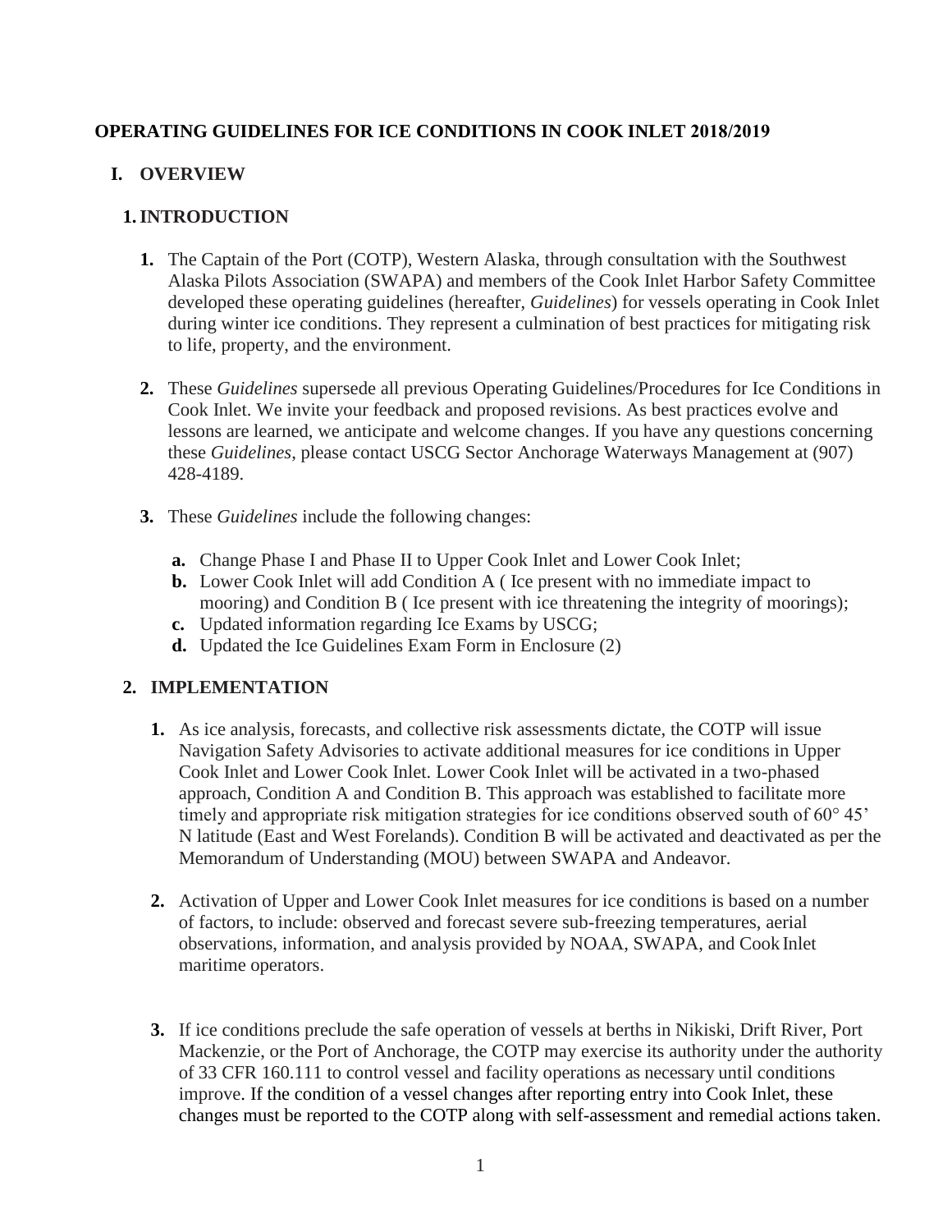# OPERATING GUIDELINES FOR ICE CONDITIONS IN COOK INLET 2018/2019

## I. OVERVIEW

### 1. INTRODUCTION

1. The Captain of the Port (COTP), Western Alaska, through consultation with the Southwest Alaska Pilots Association (SWAPA) and members of the Cook Inlet Harbor Safety Committee developed these operating guidelines (hereafter, *Guidelines*) for vessels operating in Cook Inlet during winter ice conditions. They represent a culmination of best practices for mitigating risk to life, property, and the environment.

2. These *Guidelines* supersede all previous Operating Guidelines/Procedures for Ice Conditions in Cook Inlet. We invite your feedback and proposed revisions. As best practices evolve and lessons are learned, we anticipate and welcome changes. If you have any questions concerning these *Guidelines*, please contact USCG Sector Anchorage Waterways Management at (907) 428-4189.

3. These *Guidelines* include the following changes:

   **a.** Change Phase I and Phase II to Upper Cook Inlet and Lower Cook Inlet;
   **b.** Lower Cook Inlet will add Condition A ( Ice present with no immediate impact to mooring) and Condition B ( Ice present with ice threatening the integrity of moorings);
   **c.** Updated information regarding Ice Exams by USCG;
   **d.** Updated the Ice Guidelines Exam Form in Enclosure (2)

### 2. IMPLEMENTATION

1. As ice analysis, forecasts, and collective risk assessments dictate, the COTP will issue Navigation Safety Advisories to activate additional measures for ice conditions in Upper Cook Inlet and Lower Cook Inlet. Lower Cook Inlet will be activated in a two-phased approach, Condition A and Condition B. This approach was established to facilitate more timely and appropriate risk mitigation strategies for ice conditions observed south of 60° 45' N latitude (East and West Forelands). Condition B will be activated and deactivated as per the Memorandum of Understanding (MOU) between SWAPA and Andeavor.

2. Activation of Upper and Lower Cook Inlet measures for ice conditions is based on a number of factors, to include: observed and forecast severe sub-freezing temperatures, aerial observations, information, and analysis provided by NOAA, SWAPA, and Cook Inlet maritime operators.

3. If ice conditions preclude the safe operation of vessels at berths in Nikiski, Drift River, Port Mackenzie, or the Port of Anchorage, the COTP may exercise its authority under the authority of 33 CFR 160.111 to control vessel and facility operations as necessary until conditions improve. If the condition of a vessel changes after reporting entry into Cook Inlet, these changes must be reported to the COTP along with self-assessment and remedial actions taken.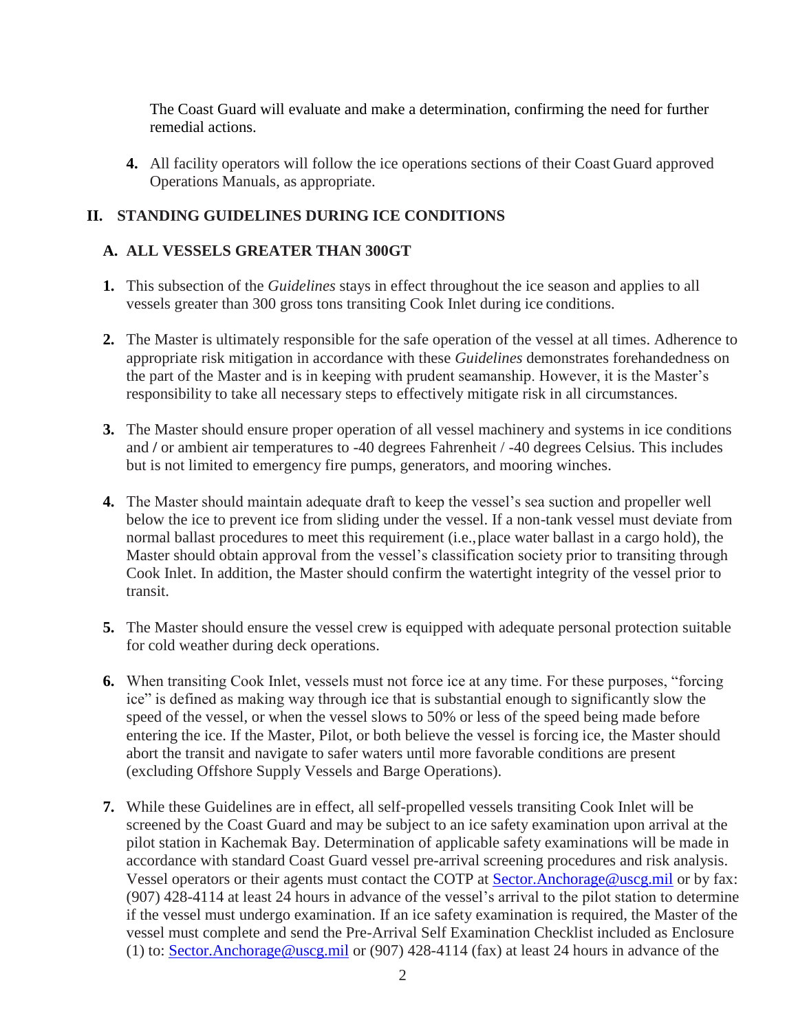The Coast Guard will evaluate and make a determination, confirming the need for further remedial actions.

4. All facility operators will follow the ice operations sections of their Coast Guard approved Operations Manuals, as appropriate.

## II. STANDING GUIDELINES DURING ICE CONDITIONS

### A. ALL VESSELS GREATER THAN 300GT

1. This subsection of the *Guidelines* stays in effect throughout the ice season and applies to all vessels greater than 300 gross tons transiting Cook Inlet during ice conditions.

2. The Master is ultimately responsible for the safe operation of the vessel at all times. Adherence to appropriate risk mitigation in accordance with these *Guidelines* demonstrates forehandedness on the part of the Master and is in keeping with prudent seamanship. However, it is the Master's responsibility to take all necessary steps to effectively mitigate risk in all circumstances.

3. The Master should ensure proper operation of all vessel machinery and systems in ice conditions and / or ambient air temperatures to -40 degrees Fahrenheit / -40 degrees Celsius. This includes but is not limited to emergency fire pumps, generators, and mooring winches.

4. The Master should maintain adequate draft to keep the vessel's sea suction and propeller well below the ice to prevent ice from sliding under the vessel. If a non-tank vessel must deviate from normal ballast procedures to meet this requirement (i.e., place water ballast in a cargo hold), the Master should obtain approval from the vessel's classification society prior to transiting through Cook Inlet. In addition, the Master should confirm the watertight integrity of the vessel prior to transit.

5. The Master should ensure the vessel crew is equipped with adequate personal protection suitable for cold weather during deck operations.

6. When transiting Cook Inlet, vessels must not force ice at any time. For these purposes, "forcing ice" is defined as making way through ice that is substantial enough to significantly slow the speed of the vessel, or when the vessel slows to 50% or less of the speed being made before entering the ice. If the Master, Pilot, or both believe the vessel is forcing ice, the Master should abort the transit and navigate to safer waters until more favorable conditions are present (excluding Offshore Supply Vessels and Barge Operations).

7. While these Guidelines are in effect, all self-propelled vessels transiting Cook Inlet will be screened by the Coast Guard and may be subject to an ice safety examination upon arrival at the pilot station in Kachemak Bay. Determination of applicable safety examinations will be made in accordance with standard Coast Guard vessel pre-arrival screening procedures and risk analysis. Vessel operators or their agents must contact the COTP at Sector.Anchorage@uscg.mil or by fax: (907) 428-4114 at least 24 hours in advance of the vessel's arrival to the pilot station to determine if the vessel must undergo examination. If an ice safety examination is required, the Master of the vessel must complete and send the Pre-Arrival Self Examination Checklist included as Enclosure (1) to: Sector.Anchorage@uscg.mil or (907) 428-4114 (fax) at least 24 hours in advance of the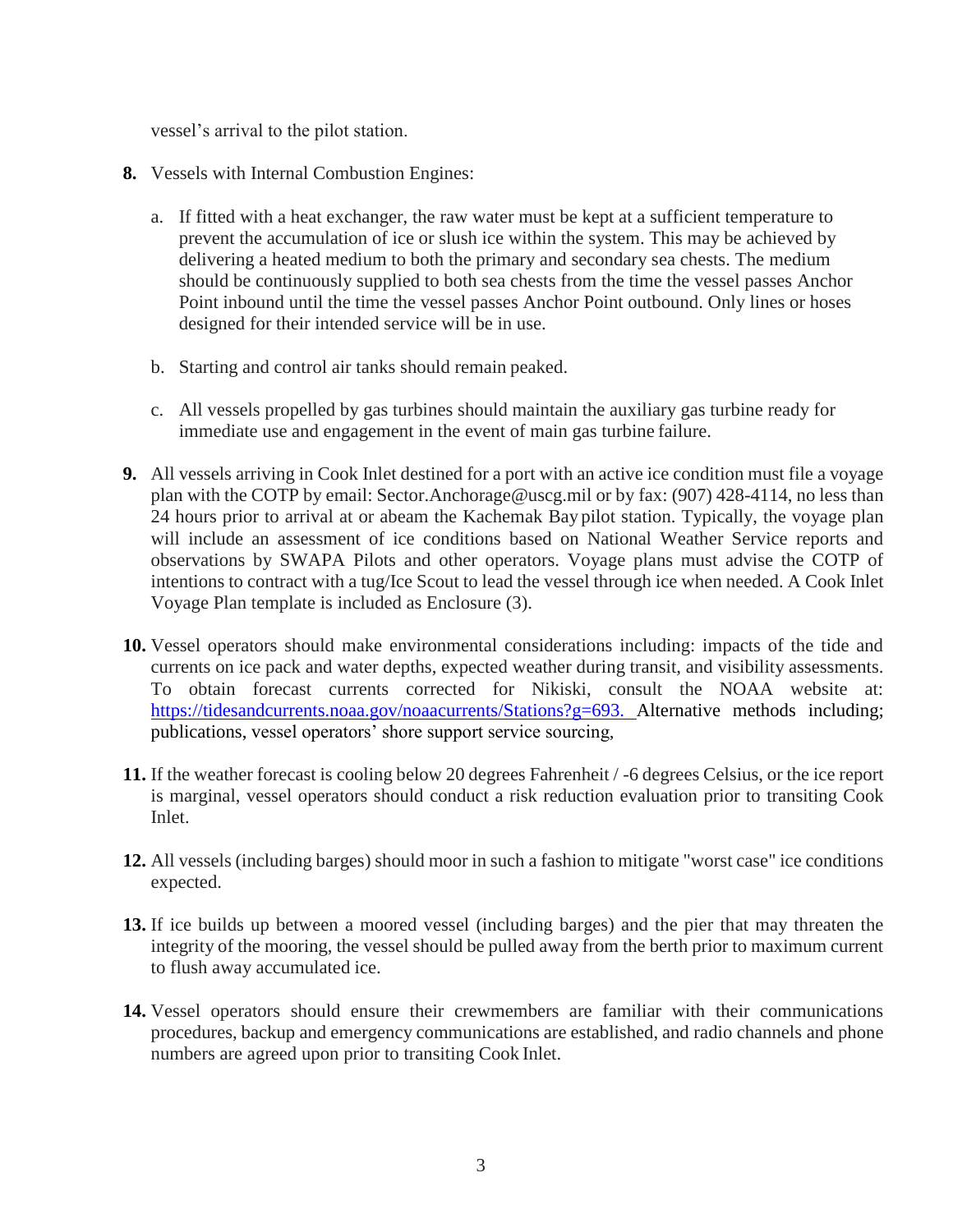vessel's arrival to the pilot station.

8. Vessels with Internal Combustion Engines:

   a. If fitted with a heat exchanger, the raw water must be kept at a sufficient temperature to prevent the accumulation of ice or slush ice within the system. This may be achieved by delivering a heated medium to both the primary and secondary sea chests. The medium should be continuously supplied to both sea chests from the time the vessel passes Anchor Point inbound until the time the vessel passes Anchor Point outbound. Only lines or hoses designed for their intended service will be in use.

   b. Starting and control air tanks should remain peaked.

   c. All vessels propelled by gas turbines should maintain the auxiliary gas turbine ready for immediate use and engagement in the event of main gas turbine failure.

9. All vessels arriving in Cook Inlet destined for a port with an active ice condition must file a voyage plan with the COTP by email: Sector.Anchorage@uscg.mil or by fax: (907) 428-4114, no less than 24 hours prior to arrival at or abeam the Kachemak Bay pilot station. Typically, the voyage plan will include an assessment of ice conditions based on National Weather Service reports and observations by SWAPA Pilots and other operators. Voyage plans must advise the COTP of intentions to contract with a tug/Ice Scout to lead the vessel through ice when needed. A Cook Inlet Voyage Plan template is included as Enclosure (3).

10. Vessel operators should make environmental considerations including: impacts of the tide and currents on ice pack and water depths, expected weather during transit, and visibility assessments. To obtain forecast currents corrected for Nikiski, consult the NOAA website at: https://tidesandcurrents.noaa.gov/noaacurrents/Stations?g=693. Alternative methods including; publications, vessel operators' shore support service sourcing,

11. If the weather forecast is cooling below 20 degrees Fahrenheit / -6 degrees Celsius, or the ice report is marginal, vessel operators should conduct a risk reduction evaluation prior to transiting Cook Inlet.

12. All vessels (including barges) should moor in such a fashion to mitigate "worst case" ice conditions expected.

13. If ice builds up between a moored vessel (including barges) and the pier that may threaten the integrity of the mooring, the vessel should be pulled away from the berth prior to maximum current to flush away accumulated ice.

14. Vessel operators should ensure their crewmembers are familiar with their communications procedures, backup and emergency communications are established, and radio channels and phone numbers are agreed upon prior to transiting Cook Inlet.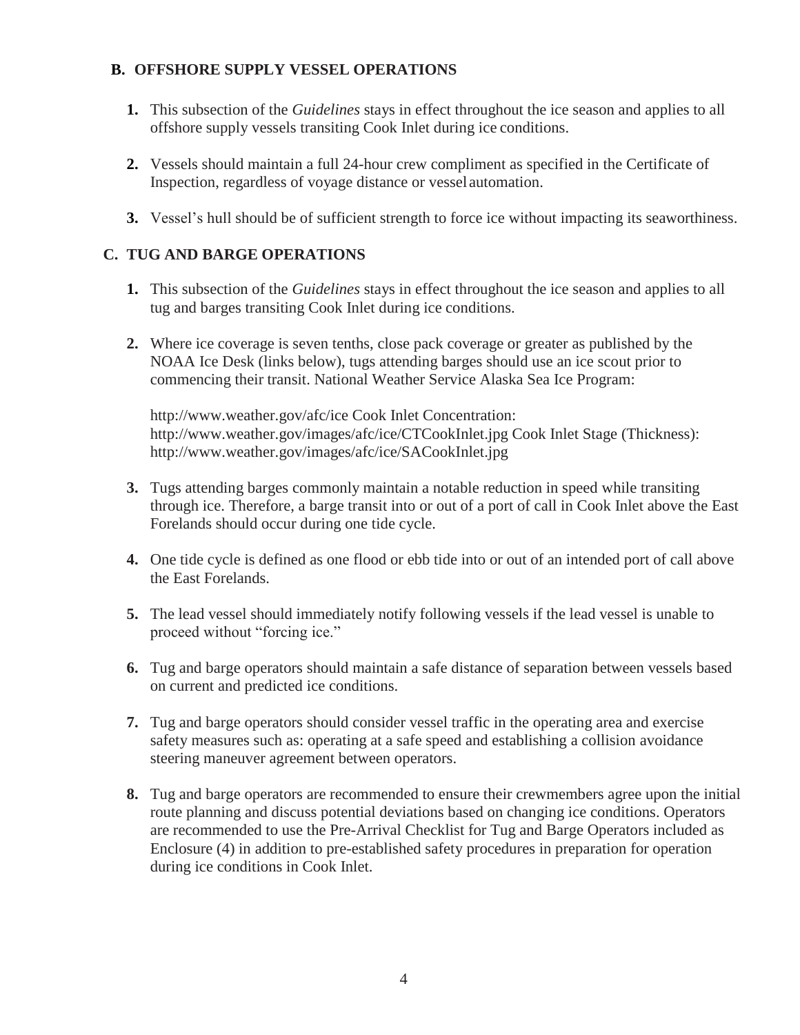## B. OFFSHORE SUPPLY VESSEL OPERATIONS

1. This subsection of the *Guidelines* stays in effect throughout the ice season and applies to all offshore supply vessels transiting Cook Inlet during ice conditions.

2. Vessels should maintain a full 24-hour crew compliment as specified in the Certificate of Inspection, regardless of voyage distance or vessel automation.

3. Vessel's hull should be of sufficient strength to force ice without impacting its seaworthiness.

## C. TUG AND BARGE OPERATIONS

1. This subsection of the *Guidelines* stays in effect throughout the ice season and applies to all tug and barges transiting Cook Inlet during ice conditions.

2. Where ice coverage is seven tenths, close pack coverage or greater as published by the NOAA Ice Desk (links below), tugs attending barges should use an ice scout prior to commencing their transit. National Weather Service Alaska Sea Ice Program:

   http://www.weather.gov/afc/ice Cook Inlet Concentration: http://www.weather.gov/images/afc/ice/CTCookInlet.jpg Cook Inlet Stage (Thickness): http://www.weather.gov/images/afc/ice/SACookInlet.jpg

3. Tugs attending barges commonly maintain a notable reduction in speed while transiting through ice. Therefore, a barge transit into or out of a port of call in Cook Inlet above the East Forelands should occur during one tide cycle.

4. One tide cycle is defined as one flood or ebb tide into or out of an intended port of call above the East Forelands.

5. The lead vessel should immediately notify following vessels if the lead vessel is unable to proceed without "forcing ice."

6. Tug and barge operators should maintain a safe distance of separation between vessels based on current and predicted ice conditions.

7. Tug and barge operators should consider vessel traffic in the operating area and exercise safety measures such as: operating at a safe speed and establishing a collision avoidance steering maneuver agreement between operators.

8. Tug and barge operators are recommended to ensure their crewmembers agree upon the initial route planning and discuss potential deviations based on changing ice conditions. Operators are recommended to use the Pre-Arrival Checklist for Tug and Barge Operators included as Enclosure (4) in addition to pre-established safety procedures in preparation for operation during ice conditions in Cook Inlet.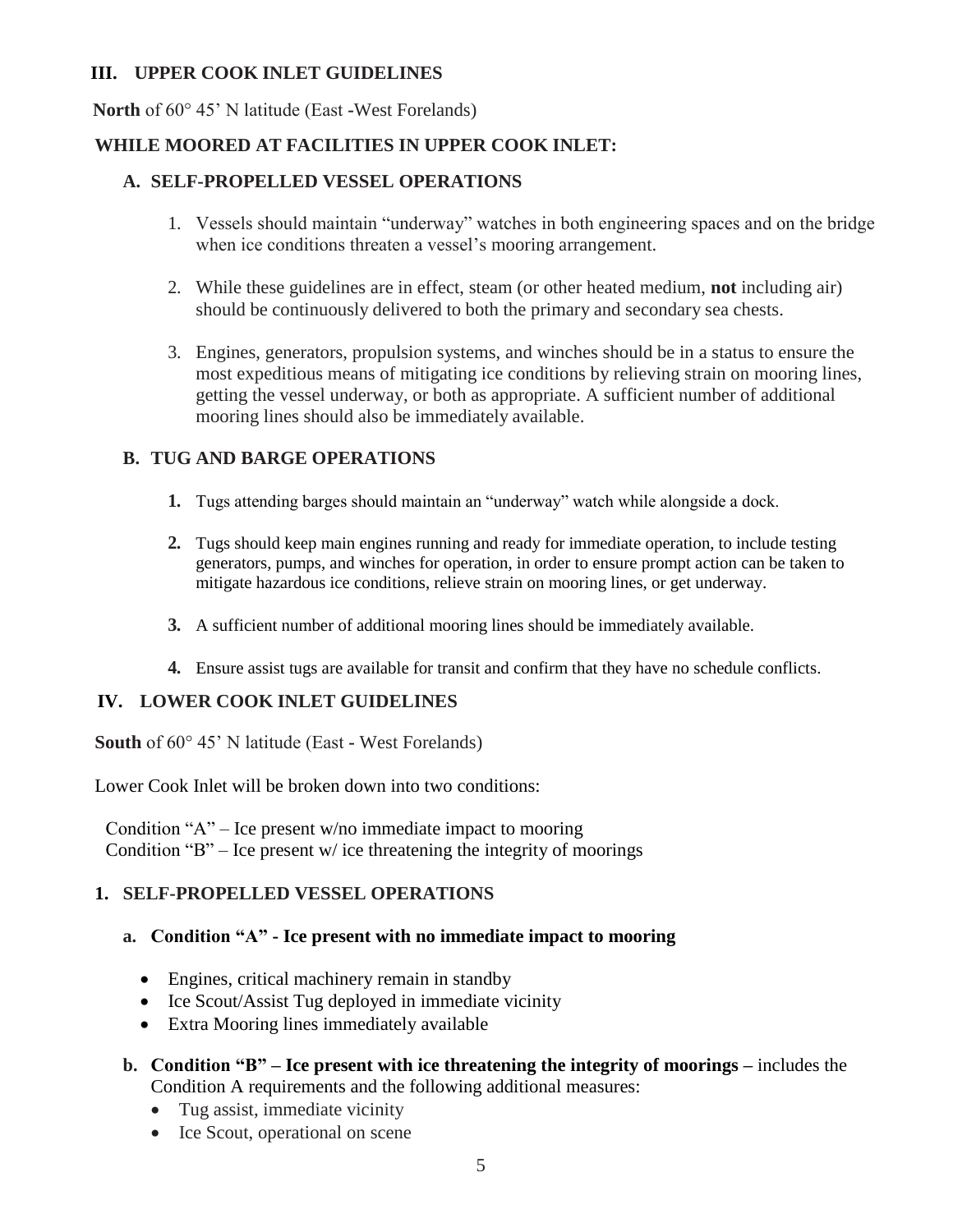## III. UPPER COOK INLET GUIDELINES

**North** of 60° 45' N latitude (East -West Forelands)

### WHILE MOORED AT FACILITIES IN UPPER COOK INLET:

### A. SELF-PROPELLED VESSEL OPERATIONS

1. Vessels should maintain "underway" watches in both engineering spaces and on the bridge when ice conditions threaten a vessel's mooring arrangement.
2. While these guidelines are in effect, steam (or other heated medium, **not** including air) should be continuously delivered to both the primary and secondary sea chests.
3. Engines, generators, propulsion systems, and winches should be in a status to ensure the most expeditious means of mitigating ice conditions by relieving strain on mooring lines, getting the vessel underway, or both as appropriate. A sufficient number of additional mooring lines should also be immediately available.

### B. TUG AND BARGE OPERATIONS

1. Tugs attending barges should maintain an "underway" watch while alongside a dock.
2. Tugs should keep main engines running and ready for immediate operation, to include testing generators, pumps, and winches for operation, in order to ensure prompt action can be taken to mitigate hazardous ice conditions, relieve strain on mooring lines, or get underway.
3. A sufficient number of additional mooring lines should be immediately available.
4. Ensure assist tugs are available for transit and confirm that they have no schedule conflicts.

## IV. LOWER COOK INLET GUIDELINES

**South** of 60° 45' N latitude (East - West Forelands)

Lower Cook Inlet will be broken down into two conditions:

Condition "A" – Ice present w/no immediate impact to mooring
Condition "B" – Ice present w/ ice threatening the integrity of moorings

### 1. SELF-PROPELLED VESSEL OPERATIONS

**a. Condition "A" - Ice present with no immediate impact to mooring**

- Engines, critical machinery remain in standby
- Ice Scout/Assist Tug deployed in immediate vicinity
- Extra Mooring lines immediately available

**b. Condition "B" – Ice present with ice threatening the integrity of moorings –** includes the Condition A requirements and the following additional measures:

- Tug assist, immediate vicinity
- Ice Scout, operational on scene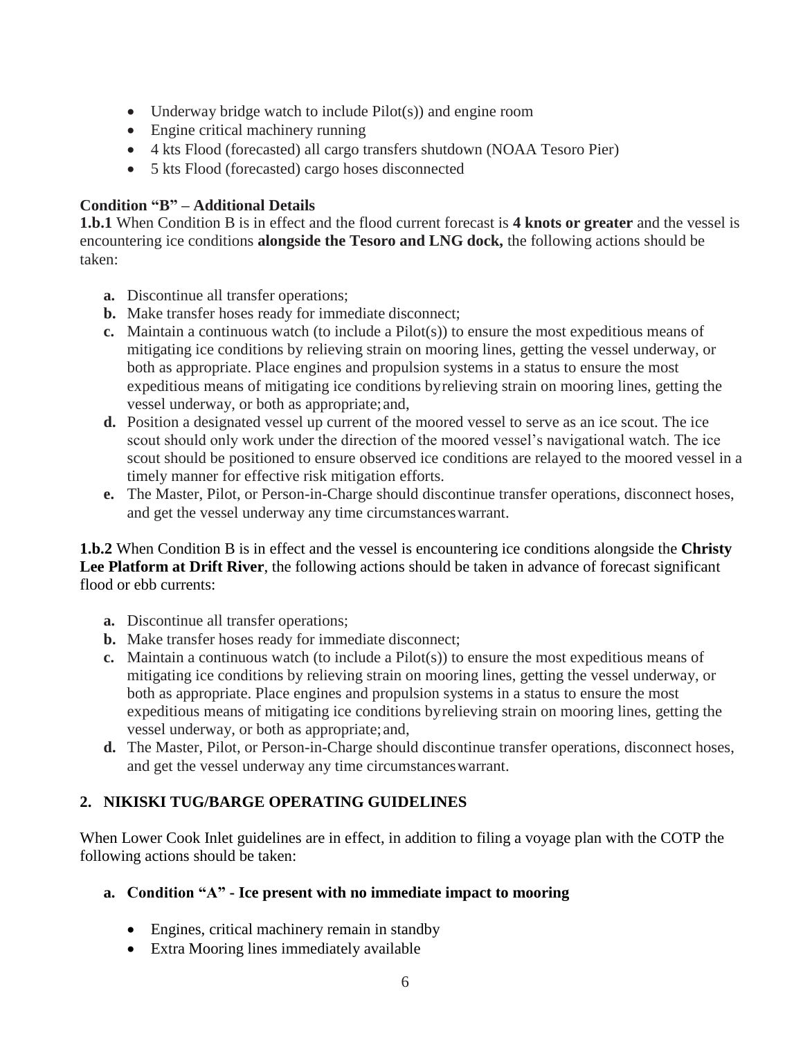- Underway bridge watch to include Pilot(s)) and engine room
- Engine critical machinery running
- 4 kts Flood (forecasted) all cargo transfers shutdown (NOAA Tesoro Pier)
- 5 kts Flood (forecasted) cargo hoses disconnected

**Condition "B" – Additional Details**

**1.b.1** When Condition B is in effect and the flood current forecast is **4 knots or greater** and the vessel is encountering ice conditions **alongside the Tesoro and LNG dock,** the following actions should be taken:

- **a.** Discontinue all transfer operations;
- **b.** Make transfer hoses ready for immediate disconnect;
- **c.** Maintain a continuous watch (to include a Pilot(s)) to ensure the most expeditious means of mitigating ice conditions by relieving strain on mooring lines, getting the vessel underway, or both as appropriate. Place engines and propulsion systems in a status to ensure the most expeditious means of mitigating ice conditions by relieving strain on mooring lines, getting the vessel underway, or both as appropriate; and,
- **d.** Position a designated vessel up current of the moored vessel to serve as an ice scout. The ice scout should only work under the direction of the moored vessel's navigational watch. The ice scout should be positioned to ensure observed ice conditions are relayed to the moored vessel in a timely manner for effective risk mitigation efforts.
- **e.** The Master, Pilot, or Person-in-Charge should discontinue transfer operations, disconnect hoses, and get the vessel underway any time circumstances warrant.

**1.b.2** When Condition B is in effect and the vessel is encountering ice conditions alongside the **Christy Lee Platform at Drift River**, the following actions should be taken in advance of forecast significant flood or ebb currents:

- **a.** Discontinue all transfer operations;
- **b.** Make transfer hoses ready for immediate disconnect;
- **c.** Maintain a continuous watch (to include a Pilot(s)) to ensure the most expeditious means of mitigating ice conditions by relieving strain on mooring lines, getting the vessel underway, or both as appropriate. Place engines and propulsion systems in a status to ensure the most expeditious means of mitigating ice conditions by relieving strain on mooring lines, getting the vessel underway, or both as appropriate; and,
- **d.** The Master, Pilot, or Person-in-Charge should discontinue transfer operations, disconnect hoses, and get the vessel underway any time circumstances warrant.

## 2. NIKISKI TUG/BARGE OPERATING GUIDELINES

When Lower Cook Inlet guidelines are in effect, in addition to filing a voyage plan with the COTP the following actions should be taken:

### a. Condition "A" - Ice present with no immediate impact to mooring

- Engines, critical machinery remain in standby
- Extra Mooring lines immediately available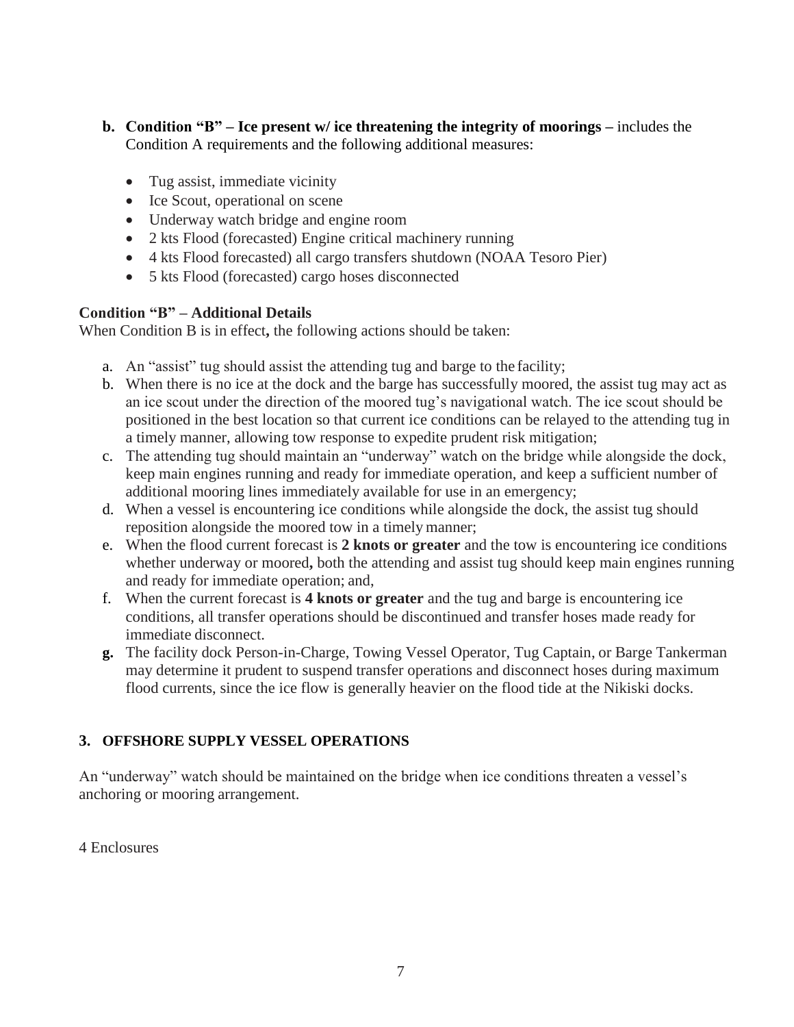**b. Condition "B" – Ice present w/ ice threatening the integrity of moorings –** includes the Condition A requirements and the following additional measures:

- Tug assist, immediate vicinity
- Ice Scout, operational on scene
- Underway watch bridge and engine room
- 2 kts Flood (forecasted) Engine critical machinery running
- 4 kts Flood forecasted) all cargo transfers shutdown (NOAA Tesoro Pier)
- 5 kts Flood (forecasted) cargo hoses disconnected

**Condition "B" – Additional Details**

When Condition B is in effect**,** the following actions should be taken:

a. An "assist" tug should assist the attending tug and barge to the facility;

b. When there is no ice at the dock and the barge has successfully moored, the assist tug may act as an ice scout under the direction of the moored tug's navigational watch. The ice scout should be positioned in the best location so that current ice conditions can be relayed to the attending tug in a timely manner, allowing tow response to expedite prudent risk mitigation;

c. The attending tug should maintain an "underway" watch on the bridge while alongside the dock, keep main engines running and ready for immediate operation, and keep a sufficient number of additional mooring lines immediately available for use in an emergency;

d. When a vessel is encountering ice conditions while alongside the dock, the assist tug should reposition alongside the moored tow in a timely manner;

e. When the flood current forecast is **2 knots or greater** and the tow is encountering ice conditions whether underway or moored**,** both the attending and assist tug should keep main engines running and ready for immediate operation; and,

f. When the current forecast is **4 knots or greater** and the tug and barge is encountering ice conditions, all transfer operations should be discontinued and transfer hoses made ready for immediate disconnect.

**g.** The facility dock Person-in-Charge, Towing Vessel Operator, Tug Captain, or Barge Tankerman may determine it prudent to suspend transfer operations and disconnect hoses during maximum flood currents, since the ice flow is generally heavier on the flood tide at the Nikiski docks.

## 3. OFFSHORE SUPPLY VESSEL OPERATIONS

An "underway" watch should be maintained on the bridge when ice conditions threaten a vessel's anchoring or mooring arrangement.

4 Enclosures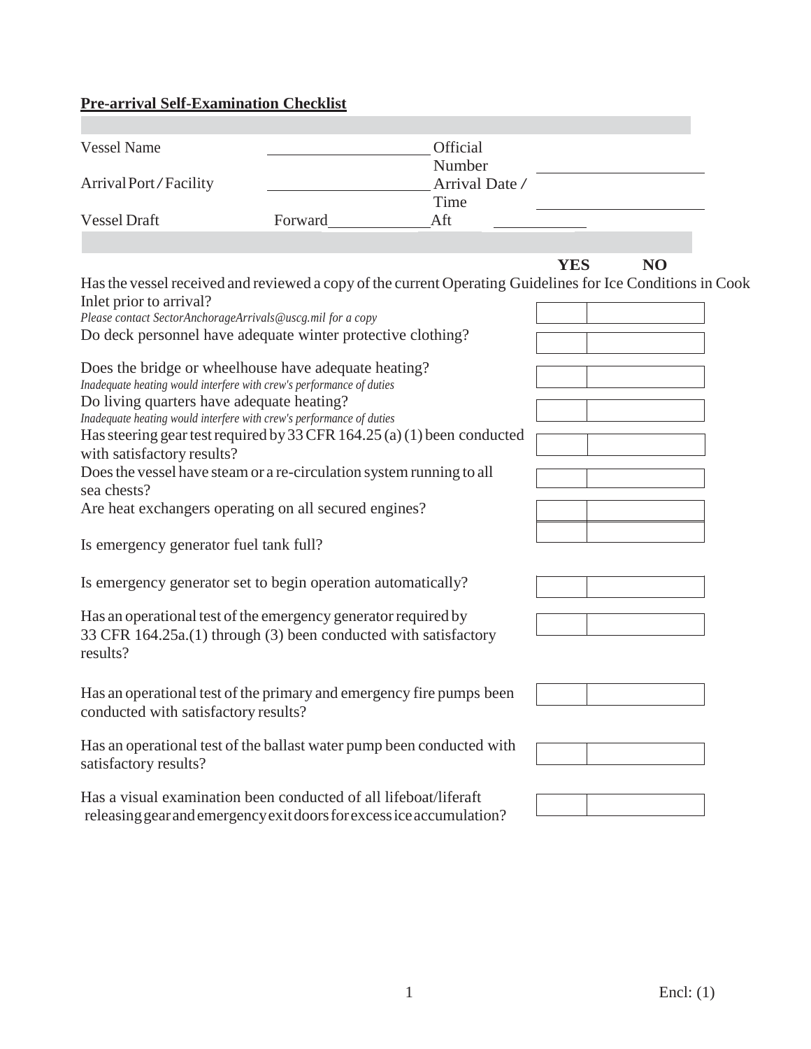**Pre-arrival Self-Examination Checklist**

| | | | |
|---|---|---|---|
| Vessel Name | | Official Number | |
| Arrival Port / Facility | | Arrival Date / Time | |
| Vessel Draft | Forward | Aft | |

| | YES | NO |
|---|---|---|
| Has the vessel received and reviewed a copy of the current Operating Guidelines for Ice Conditions in Cook Inlet prior to arrival? *Please contact SectorAnchorageArrivals@uscg.mil for a copy* | | |
| Do deck personnel have adequate winter protective clothing? | | |
| Does the bridge or wheelhouse have adequate heating? *Inadequate heating would interfere with crew's performance of duties* | | |
| Do living quarters have adequate heating? *Inadequate heating would interfere with crew's performance of duties* | | |
| Has steering gear test required by 33 CFR 164.25 (a) (1) been conducted with satisfactory results? | | |
| Does the vessel have steam or a re-circulation system running to all sea chests? | | |
| Are heat exchangers operating on all secured engines? | | |
| Is emergency generator fuel tank full? | | |
| Is emergency generator set to begin operation automatically? | | |
| Has an operational test of the emergency generator required by 33 CFR 164.25a.(1) through (3) been conducted with satisfactory results? | | |
| Has an operational test of the primary and emergency fire pumps been conducted with satisfactory results? | | |
| Has an operational test of the ballast water pump been conducted with satisfactory results? | | |
| Has a visual examination been conducted of all lifeboat/liferaft releasing gear and emergency exit doors for excess ice accumulation? | | |

Encl: (1)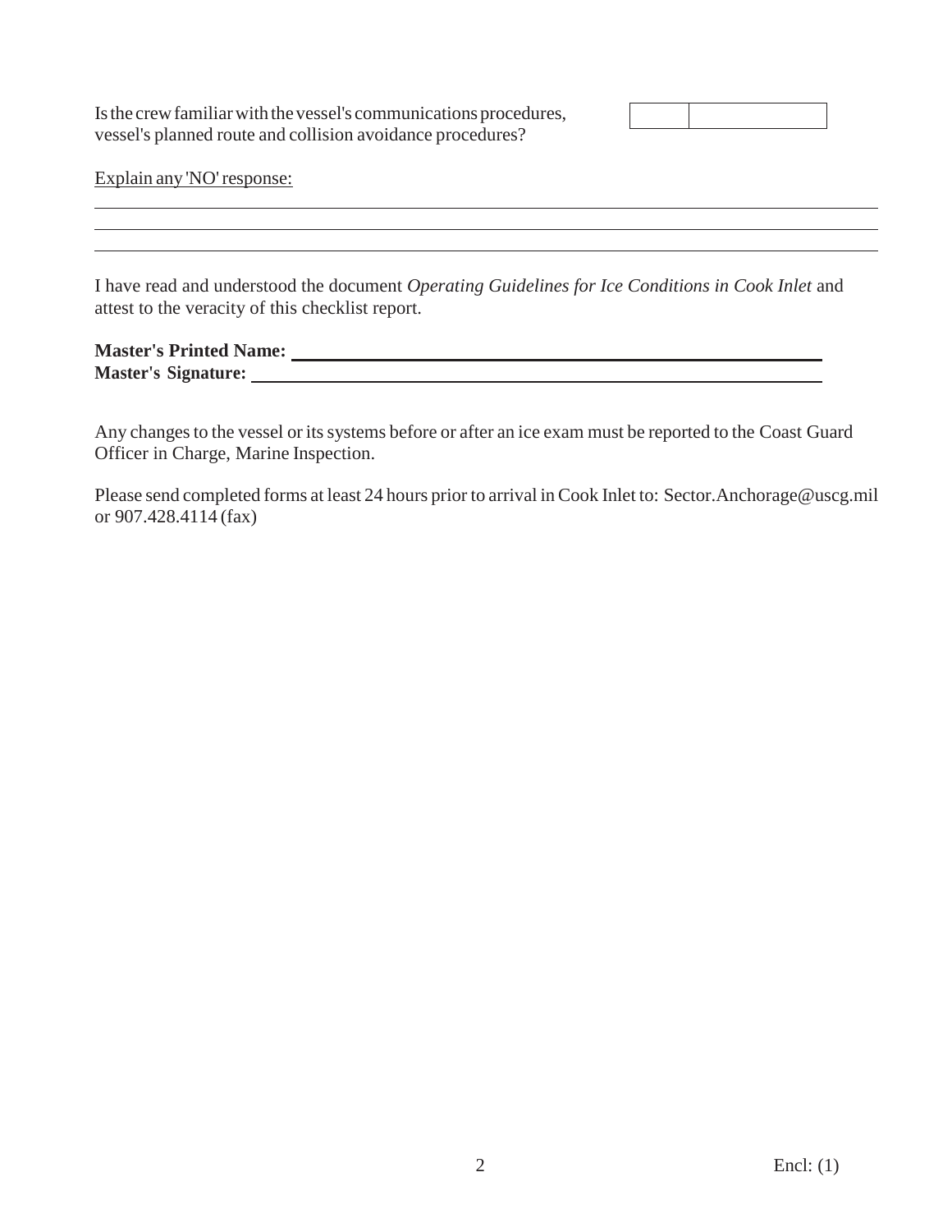| Is the crew familiar with the vessel's communications procedures, vessel's planned route and collision avoidance procedures? | | |
|---|---|---|

Explain any 'NO' response:

I have read and understood the document *Operating Guidelines for Ice Conditions in Cook Inlet* and attest to the veracity of this checklist report.

**Master's Printed Name:** ______________________________

**Master's Signature:** ______________________________

Any changes to the vessel or its systems before or after an ice exam must be reported to the Coast Guard Officer in Charge, Marine Inspection.

Please send completed forms at least 24 hours prior to arrival in Cook Inlet to: Sector.Anchorage@uscg.mil or 907.428.4114 (fax)

Encl: (1)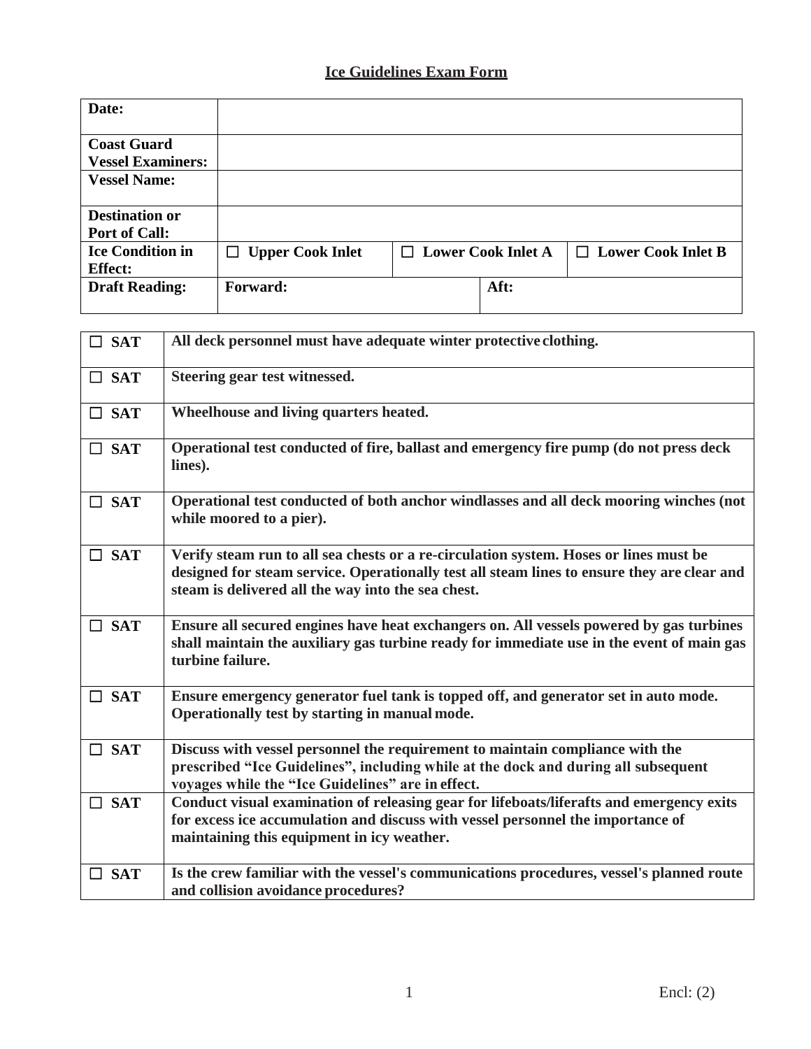# Ice Guidelines Exam Form

| **Date:** | | | | |
|---|---|---|---|---|
| **Coast Guard Vessel Examiners:** | | | | |
| **Vessel Name:** | | | | |
| **Destination or Port of Call:** | | | | |
| **Ice Condition in Effect:** | ☐ **Upper Cook Inlet** | ☐ **Lower Cook Inlet A** | | ☐ **Lower Cook Inlet B** |
| **Draft Reading:** | **Forward:** | | **Aft:** | |

| | |
|---|---|
| ☐ **SAT** | **All deck personnel must have adequate winter protective clothing.** |
| ☐ **SAT** | **Steering gear test witnessed.** |
| ☐ **SAT** | **Wheelhouse and living quarters heated.** |
| ☐ **SAT** | **Operational test conducted of fire, ballast and emergency fire pump (do not press deck lines).** |
| ☐ **SAT** | **Operational test conducted of both anchor windlasses and all deck mooring winches (not while moored to a pier).** |
| ☐ **SAT** | **Verify steam run to all sea chests or a re-circulation system. Hoses or lines must be designed for steam service. Operationally test all steam lines to ensure they are clear and steam is delivered all the way into the sea chest.** |
| ☐ **SAT** | **Ensure all secured engines have heat exchangers on. All vessels powered by gas turbines shall maintain the auxiliary gas turbine ready for immediate use in the event of main gas turbine failure.** |
| ☐ **SAT** | **Ensure emergency generator fuel tank is topped off, and generator set in auto mode. Operationally test by starting in manual mode.** |
| ☐ **SAT** | **Discuss with vessel personnel the requirement to maintain compliance with the prescribed "Ice Guidelines", including while at the dock and during all subsequent voyages while the "Ice Guidelines" are in effect.** |
| ☐ **SAT** | **Conduct visual examination of releasing gear for lifeboats/liferafts and emergency exits for excess ice accumulation and discuss with vessel personnel the importance of maintaining this equipment in icy weather.** |
| ☐ **SAT** | **Is the crew familiar with the vessel's communications procedures, vessel's planned route and collision avoidance procedures?** |

Encl: (2)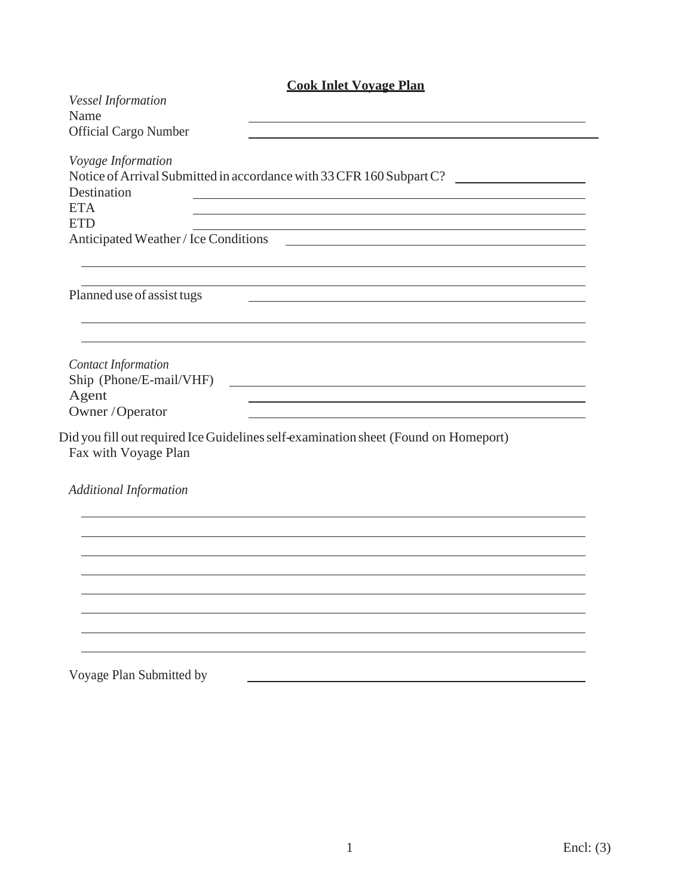**Cook Inlet Voyage Plan**

*Vessel Information*

Name ________________________________

Official Cargo Number ________________________________

*Voyage Information*

Notice of Arrival Submitted in accordance with 33 CFR 160 Subpart C? ____________

Destination ________________________________

ETA ________________________________

ETD ________________________________

Anticipated Weather / Ice Conditions ________________________________

________________________________________________

________________________________________________

Planned use of assist tugs ________________________________

________________________________________________

________________________________________________

*Contact Information*

Ship (Phone/E-mail/VHF) ________________________________

Agent ________________________________

Owner / Operator ________________________________

Did you fill out required Ice Guidelines self-examination sheet (Found on Homeport)
Fax with Voyage Plan

*Additional Information*

________________________________________________

________________________________________________

________________________________________________

________________________________________________

________________________________________________

________________________________________________

________________________________________________

________________________________________________

Voyage Plan Submitted by ________________________________

Encl: (3)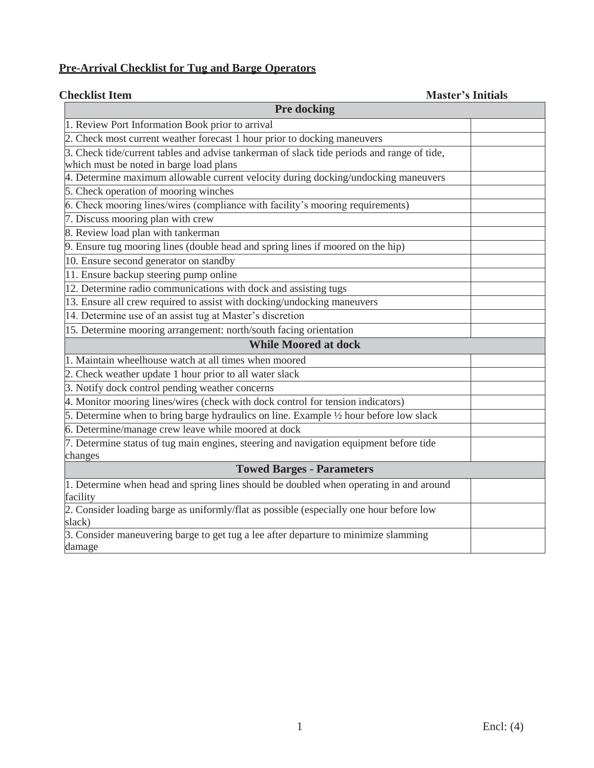## Pre-Arrival Checklist for Tug and Barge Operators

| Checklist Item | Master's Initials |
|---|---|
| **Pre docking** | |
| 1. Review Port Information Book prior to arrival | |
| 2. Check most current weather forecast 1 hour prior to docking maneuvers | |
| 3. Check tide/current tables and advise tankerman of slack tide periods and range of tide, which must be noted in barge load plans | |
| 4. Determine maximum allowable current velocity during docking/undocking maneuvers | |
| 5. Check operation of mooring winches | |
| 6. Check mooring lines/wires (compliance with facility's mooring requirements) | |
| 7. Discuss mooring plan with crew | |
| 8. Review load plan with tankerman | |
| 9. Ensure tug mooring lines (double head and spring lines if moored on the hip) | |
| 10. Ensure second generator on standby | |
| 11. Ensure backup steering pump online | |
| 12. Determine radio communications with dock and assisting tugs | |
| 13. Ensure all crew required to assist with docking/undocking maneuvers | |
| 14. Determine use of an assist tug at Master's discretion | |
| 15. Determine mooring arrangement: north/south facing orientation | |
| **While Moored at dock** | |
| 1. Maintain wheelhouse watch at all times when moored | |
| 2. Check weather update 1 hour prior to all water slack | |
| 3. Notify dock control pending weather concerns | |
| 4. Monitor mooring lines/wires (check with dock control for tension indicators) | |
| 5. Determine when to bring barge hydraulics on line. Example ½ hour before low slack | |
| 6. Determine/manage crew leave while moored at dock | |
| 7. Determine status of tug main engines, steering and navigation equipment before tide changes | |
| **Towed Barges - Parameters** | |
| 1. Determine when head and spring lines should be doubled when operating in and around facility | |
| 2. Consider loading barge as uniformly/flat as possible (especially one hour before low slack) | |
| 3. Consider maneuvering barge to get tug a lee after departure to minimize slamming damage | |

Encl: (4)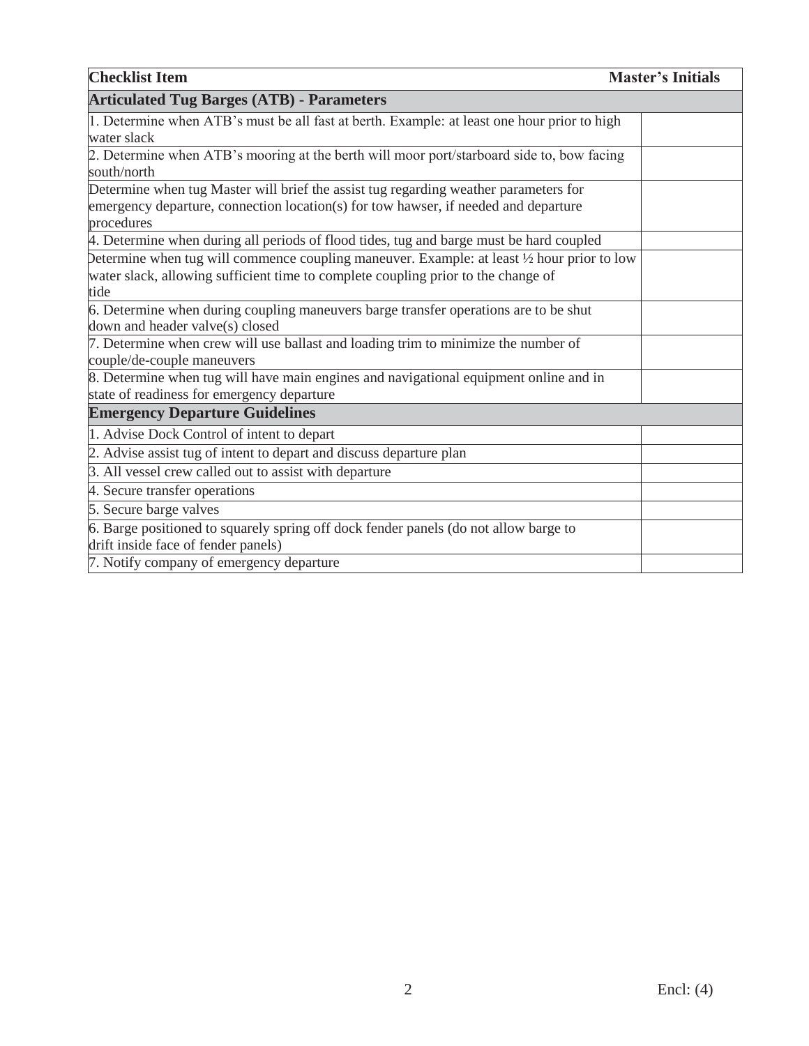| Checklist Item | Master's Initials |
|---|---|
| **Articulated Tug Barges (ATB) - Parameters** | |
| 1. Determine when ATB's must be all fast at berth. Example: at least one hour prior to high water slack | |
| 2. Determine when ATB's mooring at the berth will moor port/starboard side to, bow facing south/north | |
| Determine when tug Master will brief the assist tug regarding weather parameters for emergency departure, connection location(s) for tow hawser, if needed and departure procedures | |
| 4. Determine when during all periods of flood tides, tug and barge must be hard coupled | |
| Determine when tug will commence coupling maneuver. Example: at least ½ hour prior to low water slack, allowing sufficient time to complete coupling prior to the change of tide | |
| 6. Determine when during coupling maneuvers barge transfer operations are to be shut down and header valve(s) closed | |
| 7. Determine when crew will use ballast and loading trim to minimize the number of couple/de-couple maneuvers | |
| 8. Determine when tug will have main engines and navigational equipment online and in state of readiness for emergency departure | |
| **Emergency Departure Guidelines** | |
| 1. Advise Dock Control of intent to depart | |
| 2. Advise assist tug of intent to depart and discuss departure plan | |
| 3. All vessel crew called out to assist with departure | |
| 4. Secure transfer operations | |
| 5. Secure barge valves | |
| 6. Barge positioned to squarely spring off dock fender panels (do not allow barge to drift inside face of fender panels) | |
| 7. Notify company of emergency departure | |

Encl: (4)